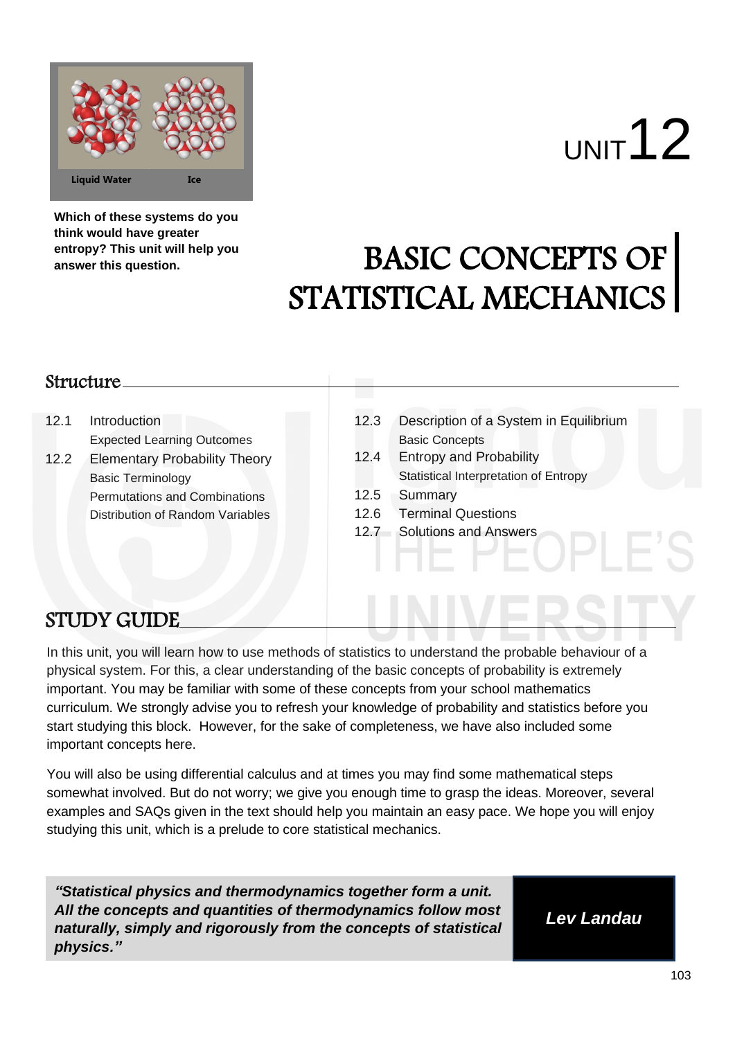Liquid Water Ice

**Which of these systems do you think would have greater entropy? This unit will help you answer this question.**

UNIT 12

# BASIC CONCEPTS OF STATISTICAL MECHANICS

## Structure

12.1 Introduction
- Expected Learning Outcomes

12.2 Elementary Probability Theory
- Basic Terminology
- Permutations and Combinations
- Distribution of Random Variables

12.3 Description of a System in Equilibrium
- Basic Concepts

12.4 Entropy and Probability
- Statistical Interpretation of Entropy

12.5 Summary

12.6 Terminal Questions

12.7 Solutions and Answers

## STUDY GUIDE

In this unit, you will learn how to use methods of statistics to understand the probable behaviour of a physical system. For this, a clear understanding of the basic concepts of probability is extremely important. You may be familiar with some of these concepts from your school mathematics curriculum. We strongly advise you to refresh your knowledge of probability and statistics before you start studying this block. However, for the sake of completeness, we have also included some important concepts here.

You will also be using differential calculus and at times you may find some mathematical steps somewhat involved. But do not worry; we give you enough time to grasp the ideas. Moreover, several examples and SAQs given in the text should help you maintain an easy pace. We hope you will enjoy studying this unit, which is a prelude to core statistical mechanics.

***"Statistical physics and thermodynamics together form a unit. All the concepts and quantities of thermodynamics follow most naturally, simply and rigorously from the concepts of statistical physics."***

***Lev Landau***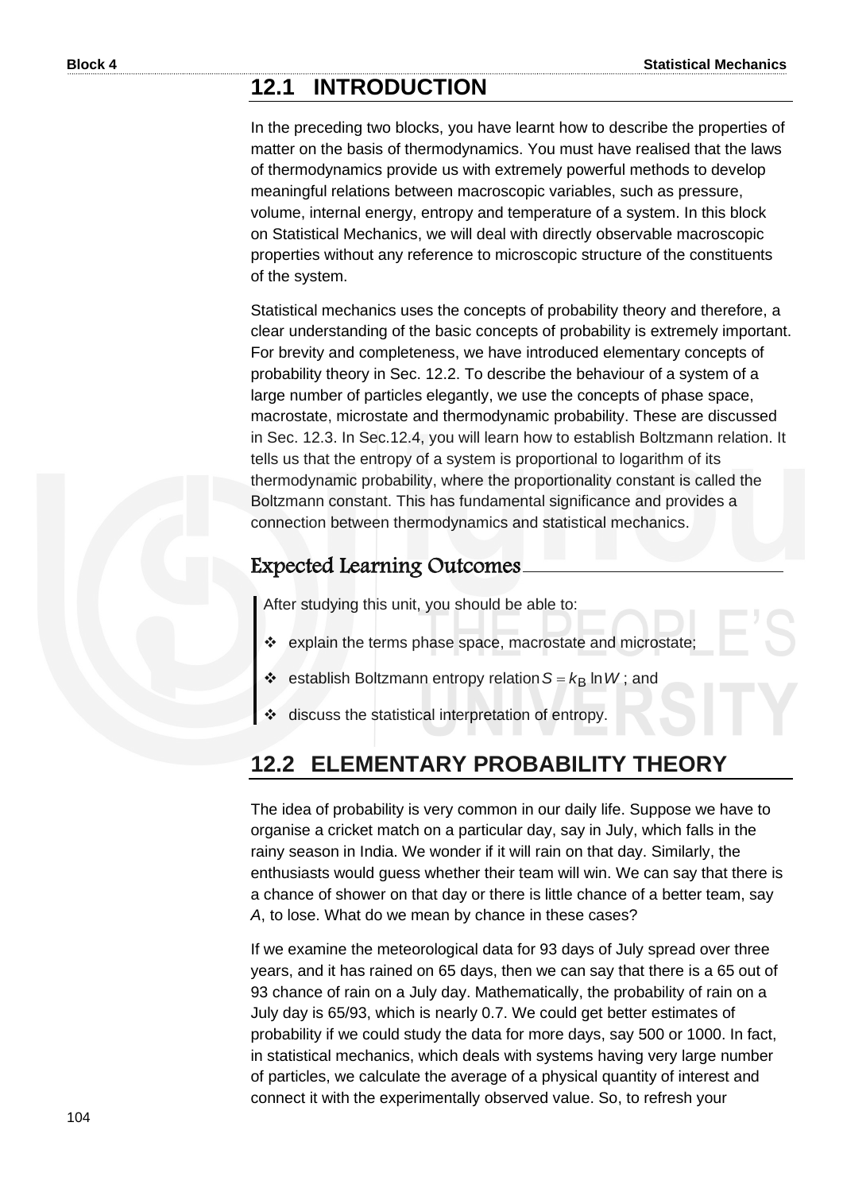## 12.1 INTRODUCTION

In the preceding two blocks, you have learnt how to describe the properties of matter on the basis of thermodynamics. You must have realised that the laws of thermodynamics provide us with extremely powerful methods to develop meaningful relations between macroscopic variables, such as pressure, volume, internal energy, entropy and temperature of a system. In this block on Statistical Mechanics, we will deal with directly observable macroscopic properties without any reference to microscopic structure of the constituents of the system.

Statistical mechanics uses the concepts of probability theory and therefore, a clear understanding of the basic concepts of probability is extremely important. For brevity and completeness, we have introduced elementary concepts of probability theory in Sec. 12.2. To describe the behaviour of a system of a large number of particles elegantly, we use the concepts of phase space, macrostate, microstate and thermodynamic probability. These are discussed in Sec. 12.3. In Sec.12.4, you will learn how to establish Boltzmann relation. It tells us that the entropy of a system is proportional to logarithm of its thermodynamic probability, where the proportionality constant is called the Boltzmann constant. This has fundamental significance and provides a connection between thermodynamics and statistical mechanics.

### Expected Learning Outcomes

After studying this unit, you should be able to:

- explain the terms phase space, macrostate and microstate;
- establish Boltzmann entropy relation $S = k_B \ln W$ ; and
- discuss the statistical interpretation of entropy.

## 12.2 ELEMENTARY PROBABILITY THEORY

The idea of probability is very common in our daily life. Suppose we have to organise a cricket match on a particular day, say in July, which falls in the rainy season in India. We wonder if it will rain on that day. Similarly, the enthusiasts would guess whether their team will win. We can say that there is a chance of shower on that day or there is little chance of a better team, say *A*, to lose. What do we mean by chance in these cases?

If we examine the meteorological data for 93 days of July spread over three years, and it has rained on 65 days, then we can say that there is a 65 out of 93 chance of rain on a July day. Mathematically, the probability of rain on a July day is 65/93, which is nearly 0.7. We could get better estimates of probability if we could study the data for more days, say 500 or 1000. In fact, in statistical mechanics, which deals with systems having very large number of particles, we calculate the average of a physical quantity of interest and connect it with the experimentally observed value. So, to refresh your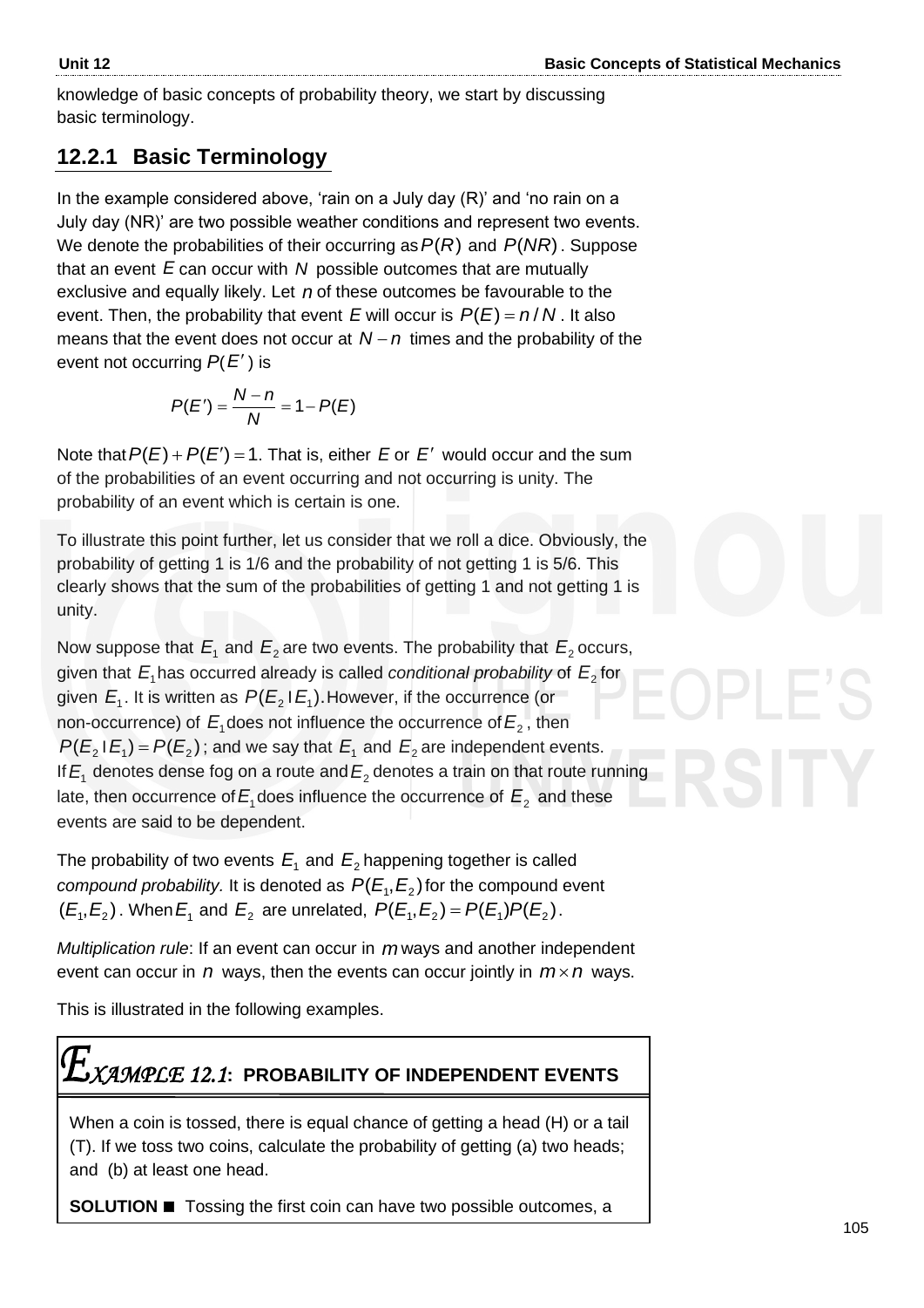knowledge of basic concepts of probability theory, we start by discussing basic terminology.

### 12.2.1 Basic Terminology

In the example considered above, 'rain on a July day (R)' and 'no rain on a July day (NR)' are two possible weather conditions and represent two events. We denote the probabilities of their occurring as $P(R)$ and $P(NR)$. Suppose that an event $E$ can occur with $N$ possible outcomes that are mutually exclusive and equally likely. Let $n$ of these outcomes be favourable to the event. Then, the probability that event $E$ will occur is $P(E) = n/N$. It also means that the event does not occur at $N - n$ times and the probability of the event not occurring $P(E')$ is

$$P(E') = \frac{N-n}{N} = 1 - P(E)$$

Note that $P(E) + P(E') = 1$. That is, either $E$ or $E'$ would occur and the sum of the probabilities of an event occurring and not occurring is unity. The probability of an event which is certain is one.

To illustrate this point further, let us consider that we roll a dice. Obviously, the probability of getting 1 is 1/6 and the probability of not getting 1 is 5/6. This clearly shows that the sum of the probabilities of getting 1 and not getting 1 is unity.

Now suppose that $E_1$ and $E_2$ are two events. The probability that $E_2$ occurs, given that $E_1$ has occurred already is called *conditional probability* of $E_2$ for given $E_1$. It is written as $P(E_2 | E_1)$. However, if the occurrence (or non-occurrence) of $E_1$ does not influence the occurrence of $E_2$, then $P(E_2 | E_1) = P(E_2)$; and we say that $E_1$ and $E_2$ are independent events. If $E_1$ denotes dense fog on a route and $E_2$ denotes a train on that route running late, then occurrence of $E_1$ does influence the occurrence of $E_2$ and these events are said to be dependent.

The probability of two events $E_1$ and $E_2$ happening together is called *compound probability.* It is denoted as $P(E_1, E_2)$ for the compound event $(E_1, E_2)$. When $E_1$ and $E_2$ are unrelated, $P(E_1, E_2) = P(E_1)P(E_2)$.

*Multiplication rule*: If an event can occur in $m$ ways and another independent event can occur in $n$ ways, then the events can occur jointly in $m \times n$ ways.

This is illustrated in the following examples.

**EXAMPLE 12.1: PROBABILITY OF INDEPENDENT EVENTS**

When a coin is tossed, there is equal chance of getting a head (H) or a tail (T). If we toss two coins, calculate the probability of getting (a) two heads; and (b) at least one head.

**SOLUTION ■** Tossing the first coin can have two possible outcomes, a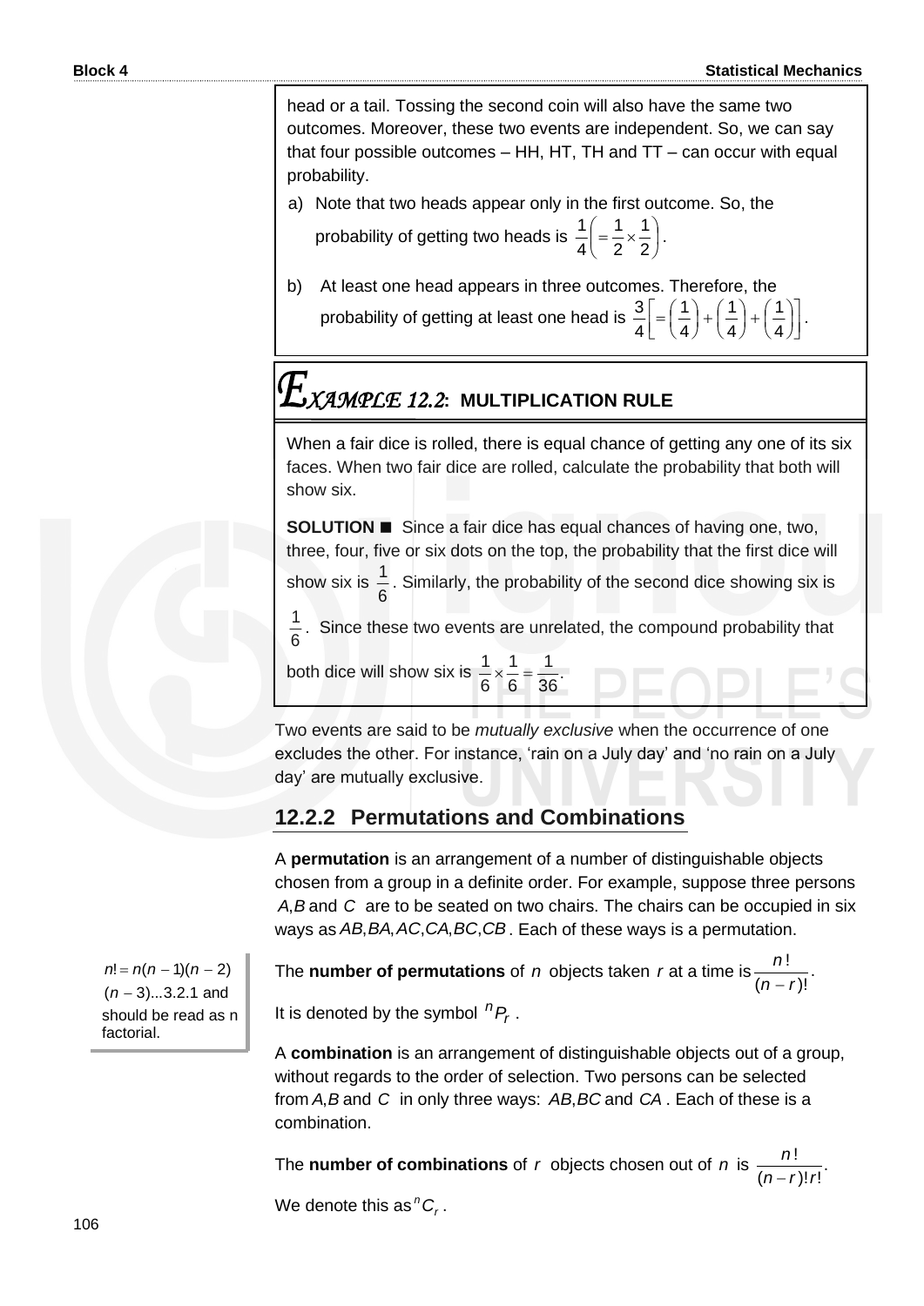head or a tail. Tossing the second coin will also have the same two outcomes. Moreover, these two events are independent. So, we can say that four possible outcomes – HH, HT, TH and TT – can occur with equal probability.

a) Note that two heads appear only in the first outcome. So, the probability of getting two heads is $\frac{1}{4}\left(=\frac{1}{2}\times\frac{1}{2}\right)$.

b) At least one head appears in three outcomes. Therefore, the probability of getting at least one head is $\frac{3}{4}\left[=\left(\frac{1}{4}\right)+\left(\frac{1}{4}\right)+\left(\frac{1}{4}\right)\right]$.

## EXAMPLE 12.2: MULTIPLICATION RULE

When a fair dice is rolled, there is equal chance of getting any one of its six faces. When two fair dice are rolled, calculate the probability that both will show six.

**SOLUTION ■** Since a fair dice has equal chances of having one, two, three, four, five or six dots on the top, the probability that the first dice will show six is $\frac{1}{6}$. Similarly, the probability of the second dice showing six is $\frac{1}{6}$. Since these two events are unrelated, the compound probability that both dice will show six is $\frac{1}{6}\times\frac{1}{6}=\frac{1}{36}$.

Two events are said to be *mutually exclusive* when the occurrence of one excludes the other. For instance, 'rain on a July day' and 'no rain on a July day' are mutually exclusive.

### 12.2.2 Permutations and Combinations

A **permutation** is an arrangement of a number of distinguishable objects chosen from a group in a definite order. For example, suppose three persons $A, B$ and $C$ are to be seated on two chairs. The chairs can be occupied in six ways as $AB, BA, AC, CA, BC, CB$. Each of these ways is a permutation.

$n! = n(n-1)(n-2)(n-3)...3.2.1$ and should be read as n factorial.

The **number of permutations** of $n$ objects taken $r$ at a time is $\frac{n!}{(n-r)!}$.

It is denoted by the symbol ${}^nP_r$.

A **combination** is an arrangement of distinguishable objects out of a group, without regards to the order of selection. Two persons can be selected from $A, B$ and $C$ in only three ways: $AB, BC$ and $CA$. Each of these is a combination.

The **number of combinations** of $r$ objects chosen out of $n$ is $\frac{n!}{(n-r)!r!}$.

We denote this as ${}^nC_r$.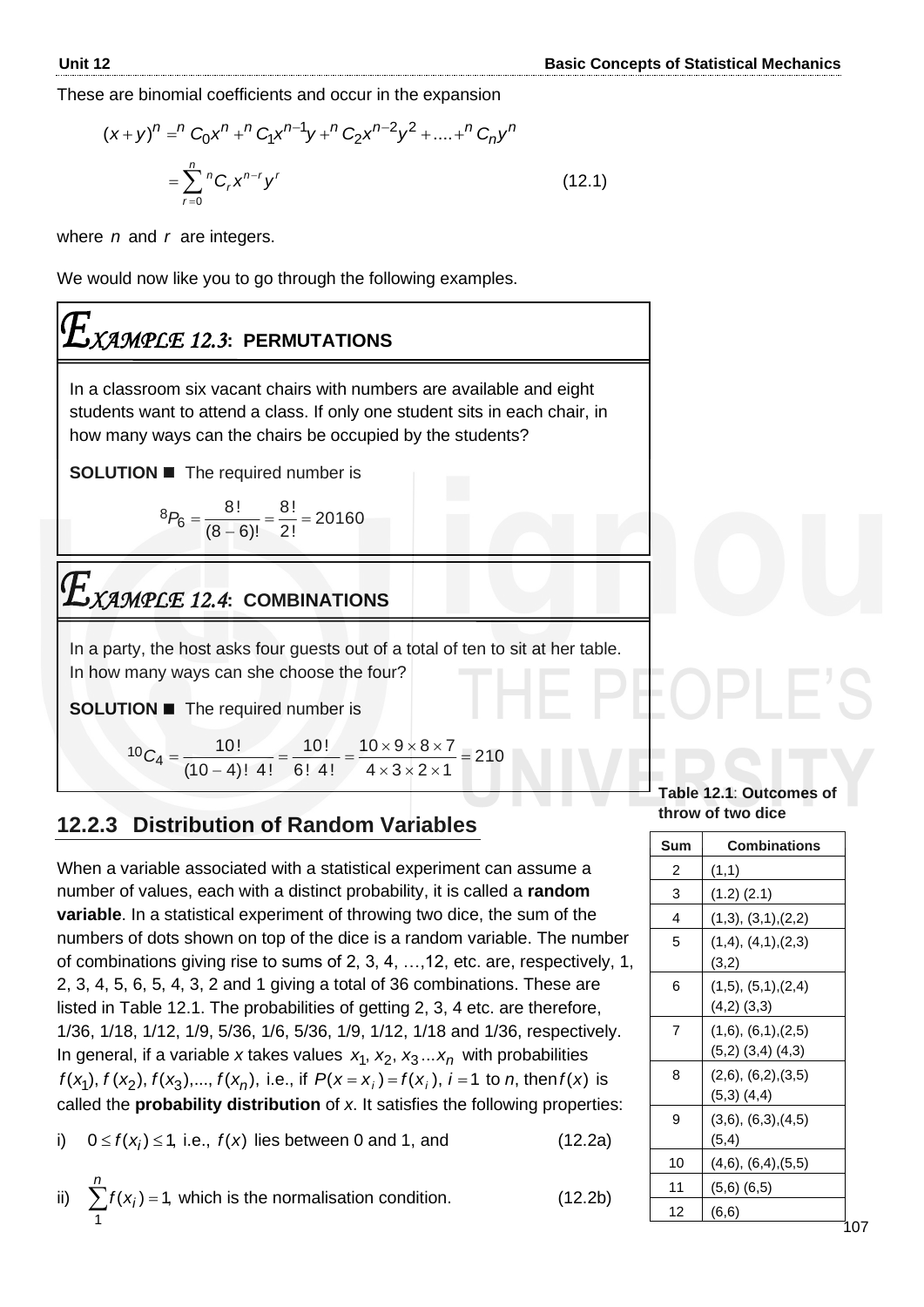These are binomial coefficients and occur in the expansion

$$(x+y)^n = {}^nC_0x^n + {}^nC_1x^{n-1}y + {}^nC_2x^{n-2}y^2 + \ldots + {}^nC_ny^n$$

$$= \sum_{r=0}^{n} {}^nC_r x^{n-r} y^r \quad (12.1)$$

where $n$ and $r$ are integers.

We would now like you to go through the following examples.

## EXAMPLE 12.3: PERMUTATIONS

In a classroom six vacant chairs with numbers are available and eight students want to attend a class. If only one student sits in each chair, in how many ways can the chairs be occupied by the students?

**SOLUTION ■** The required number is

$${}^8P_6 = \frac{8!}{(8-6)!} = \frac{8!}{2!} = 20160$$

## EXAMPLE 12.4: COMBINATIONS

In a party, the host asks four guests out of a total of ten to sit at her table. In how many ways can she choose the four?

**SOLUTION ■** The required number is

$${}^{10}C_4 = \frac{10!}{(10-4)!\ 4!} = \frac{10!}{6!\ 4!} = \frac{10 \times 9 \times 8 \times 7}{4 \times 3 \times 2 \times 1} = 210$$

### 12.2.3 Distribution of Random Variables

When a variable associated with a statistical experiment can assume a number of values, each with a distinct probability, it is called a **random variable**. In a statistical experiment of throwing two dice, the sum of the numbers of dots shown on top of the dice is a random variable. The number of combinations giving rise to sums of 2, 3, 4, …,12, etc. are, respectively, 1, 2, 3, 4, 5, 6, 5, 4, 3, 2 and 1 giving a total of 36 combinations. These are listed in Table 12.1. The probabilities of getting 2, 3, 4 etc. are therefore, 1/36, 1/18, 1/12, 1/9, 5/36, 1/6, 5/36, 1/9, 1/12, 1/18 and 1/36, respectively. In general, if a variable $x$ takes values $x_1, x_2, x_3 \ldots x_n$ with probabilities $f(x_1), f(x_2), f(x_3), \ldots, f(x_n)$, i.e., if $P(x = x_i) = f(x_i)$, $i = 1$ to $n$, then $f(x)$ is called the **probability distribution** of $x$. It satisfies the following properties:

i) $0 \le f(x_i) \le 1$, i.e., $f(x)$ lies between 0 and 1, and (12.2a)

ii) $\sum_{1}^{n} f(x_i) = 1$, which is the normalisation condition. (12.2b)

**Table 12.1**: **Outcomes of throw of two dice**

| Sum | Combinations |
|---|---|
| 2 | (1,1) |
| 3 | (1.2) (2.1) |
| 4 | (1,3), (3,1),(2,2) |
| 5 | (1,4), (4,1),(2,3) (3,2) |
| 6 | (1,5), (5,1),(2,4) (4,2) (3,3) |
| 7 | (1,6), (6,1),(2,5) (5,2) (3,4) (4,3) |
| 8 | (2,6), (6,2),(3,5) (5,3) (4,4) |
| 9 | (3,6), (6,3),(4,5) (5,4) |
| 10 | (4,6), (6,4),(5,5) |
| 11 | (5,6) (6,5) |
| 12 | (6,6) |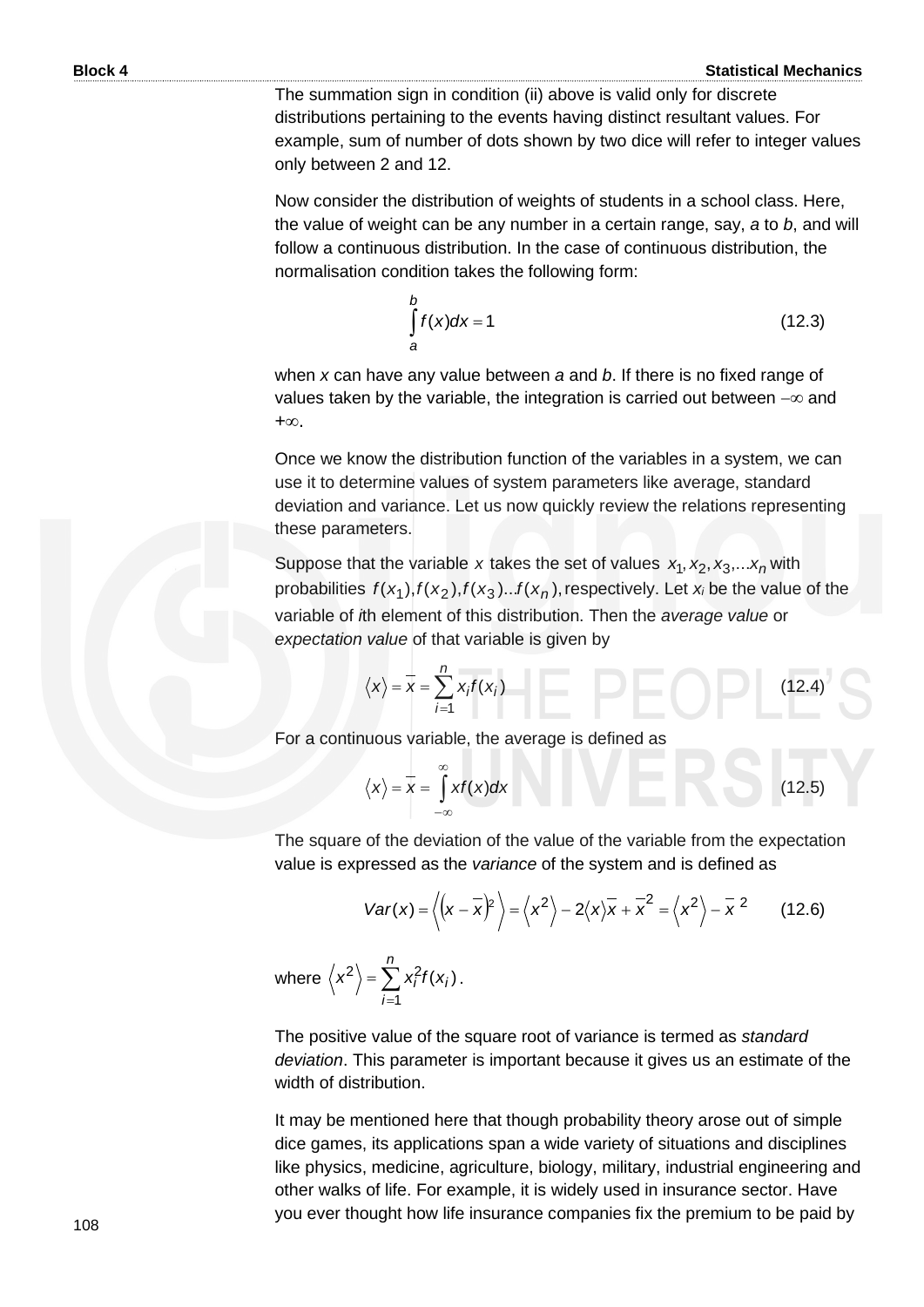The summation sign in condition (ii) above is valid only for discrete distributions pertaining to the events having distinct resultant values. For example, sum of number of dots shown by two dice will refer to integer values only between 2 and 12.

Now consider the distribution of weights of students in a school class. Here, the value of weight can be any number in a certain range, say, *a* to *b*, and will follow a continuous distribution. In the case of continuous distribution, the normalisation condition takes the following form:

$$\int_a^b f(x)dx = 1 \tag{12.3}$$

when *x* can have any value between *a* and *b*. If there is no fixed range of values taken by the variable, the integration is carried out between $-\infty$ and $+\infty$.

Once we know the distribution function of the variables in a system, we can use it to determine values of system parameters like average, standard deviation and variance. Let us now quickly review the relations representing these parameters.

Suppose that the variable $x$ takes the set of values $x_1, x_2, x_3, ...x_n$ with probabilities $f(x_1), f(x_2), f(x_3)...f(x_n)$, respectively. Let $x_i$ be the value of the variable of *i*th element of this distribution. Then the *average value* or *expectation value* of that variable is given by

$$\langle x \rangle = \overline{x} = \sum_{i=1}^{n} x_i f(x_i) \tag{12.4}$$

For a continuous variable, the average is defined as

$$\langle x \rangle = \overline{x} = \int_{-\infty}^{\infty} x f(x) dx \tag{12.5}$$

The square of the deviation of the value of the variable from the expectation value is expressed as the *variance* of the system and is defined as

$$Var(x) = \left\langle \left(x - \overline{x}\right)^2 \right\rangle = \left\langle x^2 \right\rangle - 2\langle x \rangle \overline{x} + \overline{x}^2 = \left\langle x^2 \right\rangle - \overline{x}^{\,2} \tag{12.6}$$

where $\left\langle x^2 \right\rangle = \sum_{i=1}^{n} x_i^2 f(x_i)$.

The positive value of the square root of variance is termed as *standard deviation*. This parameter is important because it gives us an estimate of the width of distribution.

It may be mentioned here that though probability theory arose out of simple dice games, its applications span a wide variety of situations and disciplines like physics, medicine, agriculture, biology, military, industrial engineering and other walks of life. For example, it is widely used in insurance sector. Have you ever thought how life insurance companies fix the premium to be paid by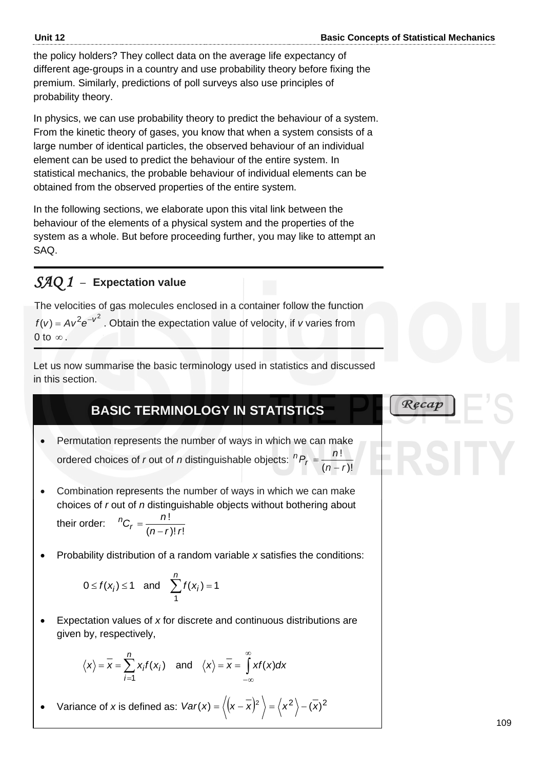the policy holders? They collect data on the average life expectancy of different age-groups in a country and use probability theory before fixing the premium. Similarly, predictions of poll surveys also use principles of probability theory.

In physics, we can use probability theory to predict the behaviour of a system. From the kinetic theory of gases, you know that when a system consists of a large number of identical particles, the observed behaviour of an individual element can be used to predict the behaviour of the entire system. In statistical mechanics, the probable behaviour of individual elements can be obtained from the observed properties of the entire system.

In the following sections, we elaborate upon this vital link between the behaviour of the elements of a physical system and the properties of the system as a whole. But before proceeding further, you may like to attempt an SAQ.

---

### *SAQ 1* – Expectation value

The velocities of gas molecules enclosed in a container follow the function $f(v) = Av^2 e^{-v^2}$. Obtain the expectation value of velocity, if $v$ varies from 0 to $\infty$.

---

Let us now summarise the basic terminology used in statistics and discussed in this section.

## BASIC TERMINOLOGY IN STATISTICS

*Recap*

- Permutation represents the number of ways in which we can make ordered choices of $r$ out of $n$ distinguishable objects: ${}^{n}P_r = \dfrac{n!}{(n-r)!}$

- Combination represents the number of ways in which we can make choices of $r$ out of $n$ distinguishable objects without bothering about their order: ${}^{n}C_r = \dfrac{n!}{(n-r)!\,r!}$

- Probability distribution of a random variable $x$ satisfies the conditions:

$$0 \le f(x_i) \le 1 \quad \text{and} \quad \sum_{1}^{n} f(x_i) = 1$$

- Expectation values of $x$ for discrete and continuous distributions are given by, respectively,

$$\langle x \rangle = \bar{x} = \sum_{i=1}^{n} x_i f(x_i) \quad \text{and} \quad \langle x \rangle = \bar{x} = \int_{-\infty}^{\infty} x f(x) dx$$

- Variance of $x$ is defined as: $Var(x) = \left\langle (x - \bar{x})^2 \right\rangle = \left\langle x^2 \right\rangle - (\bar{x})^2$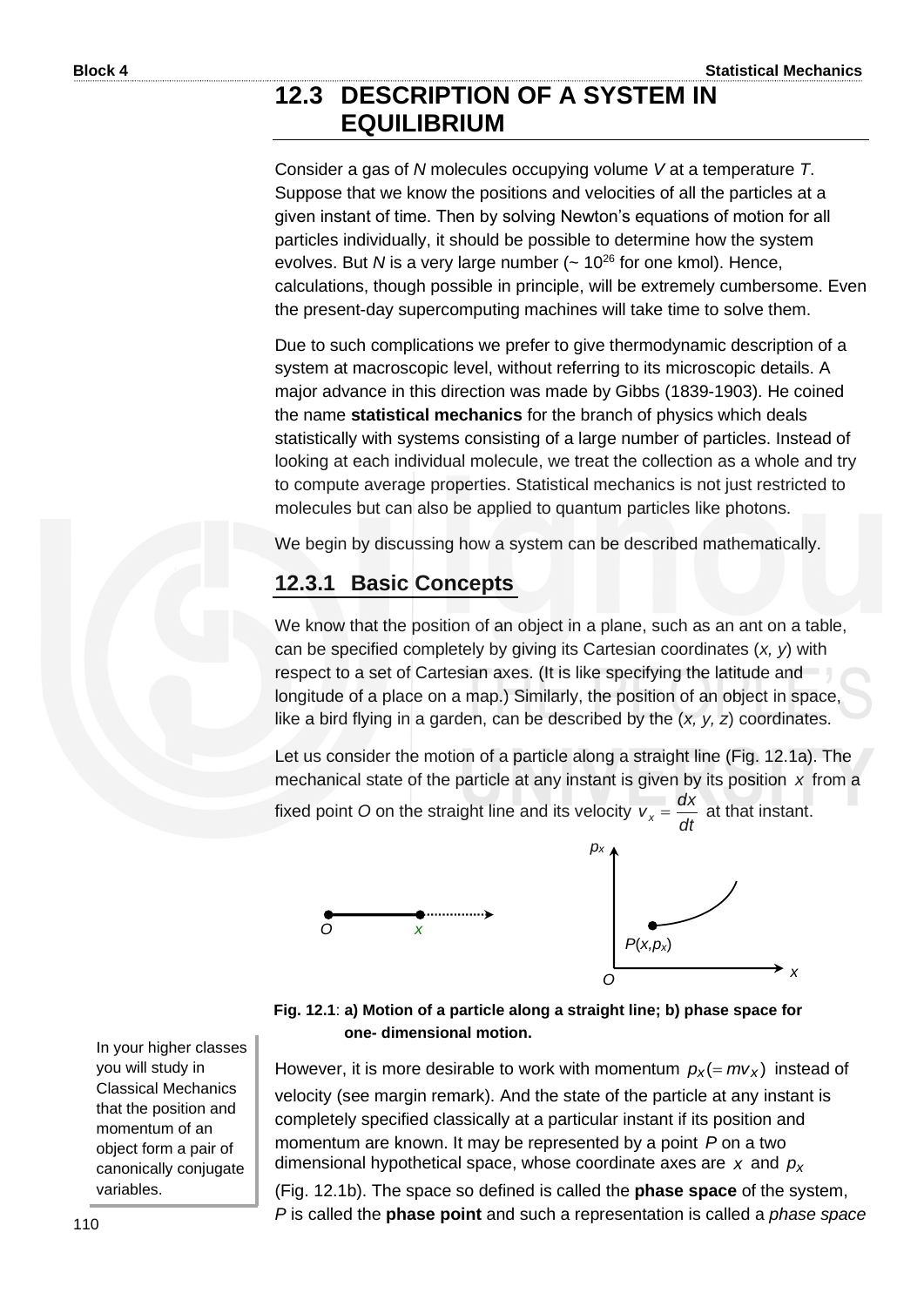## 12.3 DESCRIPTION OF A SYSTEM IN EQUILIBRIUM

Consider a gas of *N* molecules occupying volume *V* at a temperature *T*. Suppose that we know the positions and velocities of all the particles at a given instant of time. Then by solving Newton's equations of motion for all particles individually, it should be possible to determine how the system evolves. But *N* is a very large number (~ $10^{26}$ for one kmol). Hence, calculations, though possible in principle, will be extremely cumbersome. Even the present-day supercomputing machines will take time to solve them.

Due to such complications we prefer to give thermodynamic description of a system at macroscopic level, without referring to its microscopic details. A major advance in this direction was made by Gibbs (1839-1903). He coined the name **statistical mechanics** for the branch of physics which deals statistically with systems consisting of a large number of particles. Instead of looking at each individual molecule, we treat the collection as a whole and try to compute average properties. Statistical mechanics is not just restricted to molecules but can also be applied to quantum particles like photons.

We begin by discussing how a system can be described mathematically.

### 12.3.1 Basic Concepts

We know that the position of an object in a plane, such as an ant on a table, can be specified completely by giving its Cartesian coordinates (*x, y*) with respect to a set of Cartesian axes. (It is like specifying the latitude and longitude of a place on a map.) Similarly, the position of an object in space, like a bird flying in a garden, can be described by the (*x, y, z*) coordinates.

Let us consider the motion of a particle along a straight line (Fig. 12.1a). The mechanical state of the particle at any instant is given by its position $x$ from a fixed point *O* on the straight line and its velocity $v_x = \frac{dx}{dt}$ at that instant.

**Fig. 12.1**: **a) Motion of a particle along a straight line; b) phase space for one- dimensional motion.**

However, it is more desirable to work with momentum $p_x (= mv_x)$ instead of velocity (see margin remark). And the state of the particle at any instant is completely specified classically at a particular instant if its position and momentum are known. It may be represented by a point $P$ on a two dimensional hypothetical space, whose coordinate axes are $x$ and $p_x$ (Fig. 12.1b). The space so defined is called the **phase space** of the system, *P* is called the **phase point** and such a representation is called a *phase space*

In your higher classes you will study in Classical Mechanics that the position and momentum of an object form a pair of canonically conjugate variables.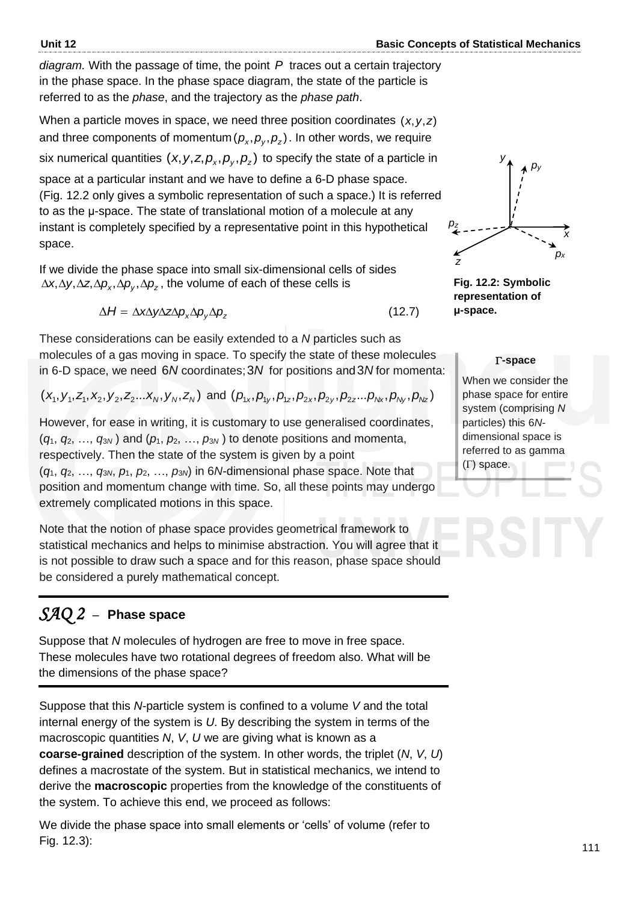*diagram.* With the passage of time, the point $P$ traces out a certain trajectory in the phase space. In the phase space diagram, the state of the particle is referred to as the *phase*, and the trajectory as the *phase path*.

When a particle moves in space, we need three position coordinates $(x, y, z)$ and three components of momentum $(p_x, p_y, p_z)$. In other words, we require six numerical quantities $(x, y, z, p_x, p_y, p_z)$ to specify the state of a particle in space at a particular instant and we have to define a 6-D phase space. (Fig. 12.2 only gives a symbolic representation of such a space.) It is referred to as the μ-space. The state of translational motion of a molecule at any instant is completely specified by a representative point in this hypothetical space.

**Fig. 12.2: Symbolic representation of μ-space.**

If we divide the phase space into small six-dimensional cells of sides $\Delta x, \Delta y, \Delta z, \Delta p_x, \Delta p_y, \Delta p_z$, the volume of each of these cells is

$$\Delta H = \Delta x \Delta y \Delta z \Delta p_x \Delta p_y \Delta p_z \tag{12.7}$$

These considerations can be easily extended to a *N* particles such as molecules of a gas moving in space. To specify the state of these molecules in 6-D space, we need $6N$ coordinates; $3N$ for positions and $3N$ for momenta:

$$(x_1, y_1, z_1, x_2, y_2, z_2 ... x_N, y_N, z_N) \text{ and } (p_{1x}, p_{1y}, p_{1z}, p_{2x}, p_{2y}, p_{2z} ... p_{Nx}, p_{Ny}, p_{Nz})$$

However, for ease in writing, it is customary to use generalised coordinates, $(q_1, q_2, \ldots, q_{3N})$ and $(p_1, p_2, \ldots, p_{3N})$ to denote positions and momenta, respectively. Then the state of the system is given by a point $(q_1, q_2, \ldots, q_{3N}, p_1, p_2, \ldots, p_{3N})$ in 6*N*-dimensional phase space. Note that position and momentum change with time. So, all these points may undergo extremely complicated motions in this space.

**Γ-space**

When we consider the phase space for entire system (comprising *N* particles) this 6*N*-dimensional space is referred to as gamma (Γ) space.

Note that the notion of phase space provides geometrical framework to statistical mechanics and helps to minimise abstraction. You will agree that it is not possible to draw such a space and for this reason, phase space should be considered a purely mathematical concept.

## *SAQ 2* – Phase space

Suppose that *N* molecules of hydrogen are free to move in free space. These molecules have two rotational degrees of freedom also. What will be the dimensions of the phase space?

---

Suppose that this *N*-particle system is confined to a volume *V* and the total internal energy of the system is *U*. By describing the system in terms of the macroscopic quantities *N*, *V*, *U* we are giving what is known as a **coarse-grained** description of the system. In other words, the triplet (*N*, *V*, *U*) defines a macrostate of the system. But in statistical mechanics, we intend to derive the **macroscopic** properties from the knowledge of the constituents of the system. To achieve this end, we proceed as follows:

We divide the phase space into small elements or 'cells' of volume (refer to Fig. 12.3):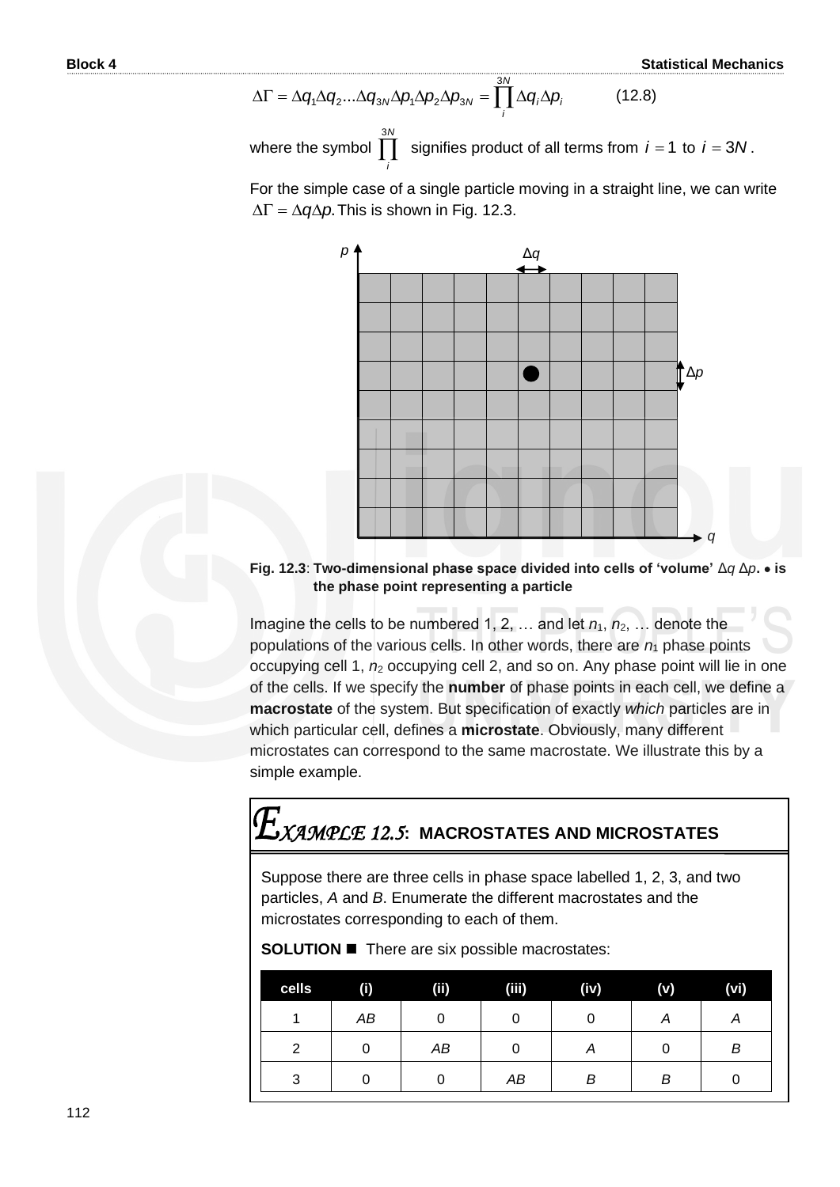$$\Delta\Gamma = \Delta q_1 \Delta q_2 ... \Delta q_{3N} \Delta p_1 \Delta p_2 \Delta p_{3N} = \prod_i^{3N} \Delta q_i \Delta p_i \qquad (12.8)$$

where the symbol $\prod_i^{3N}$ signifies product of all terms from $i = 1$ to $i = 3N$.

For the simple case of a single particle moving in a straight line, we can write $\Delta\Gamma = \Delta q \Delta p.$ This is shown in Fig. 12.3.

**Fig. 12.3**: **Two-dimensional phase space divided into cells of 'volume' $\Delta q\, \Delta p$. • is the phase point representing a particle**

Imagine the cells to be numbered 1, 2, … and let $n_1$, $n_2$, … denote the populations of the various cells. In other words, there are $n_1$ phase points occupying cell 1, $n_2$ occupying cell 2, and so on. Any phase point will lie in one of the cells. If we specify the **number** of phase points in each cell, we define a **macrostate** of the system. But specification of exactly *which* particles are in which particular cell, defines a **microstate**. Obviously, many different microstates can correspond to the same macrostate. We illustrate this by a simple example.

## *EXAMPLE 12.5*: MACROSTATES AND MICROSTATES

Suppose there are three cells in phase space labelled 1, 2, 3, and two particles, *A* and *B*. Enumerate the different macrostates and the microstates corresponding to each of them.

**SOLUTION** ■ There are six possible macrostates:

| cells | (i) | (ii) | (iii) | (iv) | (v) | (vi) |
|---|---|---|---|---|---|---|
| 1 | *AB* | 0 | 0 | 0 | *A* | *A* |
| 2 | 0 | *AB* | 0 | *A* | 0 | *B* |
| 3 | 0 | 0 | *AB* | *B* | *B* | 0 |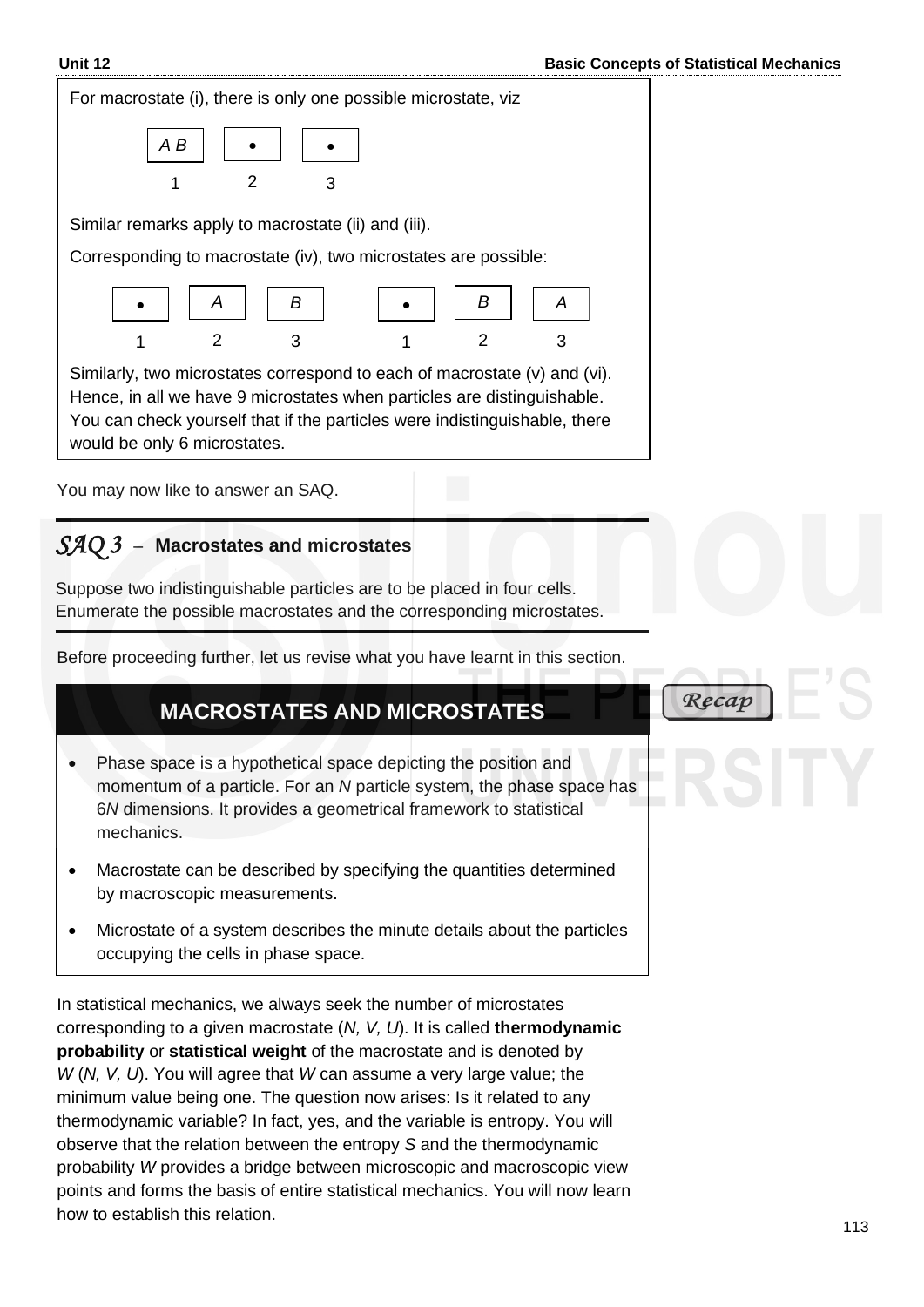For macrostate (i), there is only one possible microstate, viz

| A B | • | • |
|---|---|---|
| 1 | 2 | 3 |

Similar remarks apply to macrostate (ii) and (iii).

Corresponding to macrostate (iv), two microstates are possible:

| • | A | B |
|---|---|---|
| 1 | 2 | 3 |

| • | B | A |
|---|---|---|
| 1 | 2 | 3 |

Similarly, two microstates correspond to each of macrostate (v) and (vi). Hence, in all we have 9 microstates when particles are distinguishable. You can check yourself that if the particles were indistinguishable, there would be only 6 microstates.

You may now like to answer an SAQ.

## SAQ 3 – Macrostates and microstates

Suppose two indistinguishable particles are to be placed in four cells. Enumerate the possible macrostates and the corresponding microstates.

Before proceeding further, let us revise what you have learnt in this section.

### MACROSTATES AND MICROSTATES

*Recap*

- Phase space is a hypothetical space depicting the position and momentum of a particle. For an $N$ particle system, the phase space has $6N$ dimensions. It provides a geometrical framework to statistical mechanics.
- Macrostate can be described by specifying the quantities determined by macroscopic measurements.
- Microstate of a system describes the minute details about the particles occupying the cells in phase space.

In statistical mechanics, we always seek the number of microstates corresponding to a given macrostate ($N, V, U$). It is called **thermodynamic probability** or **statistical weight** of the macrostate and is denoted by $W(N, V, U)$. You will agree that $W$ can assume a very large value; the minimum value being one. The question now arises: Is it related to any thermodynamic variable? In fact, yes, and the variable is entropy. You will observe that the relation between the entropy $S$ and the thermodynamic probability $W$ provides a bridge between microscopic and macroscopic view points and forms the basis of entire statistical mechanics. You will now learn how to establish this relation.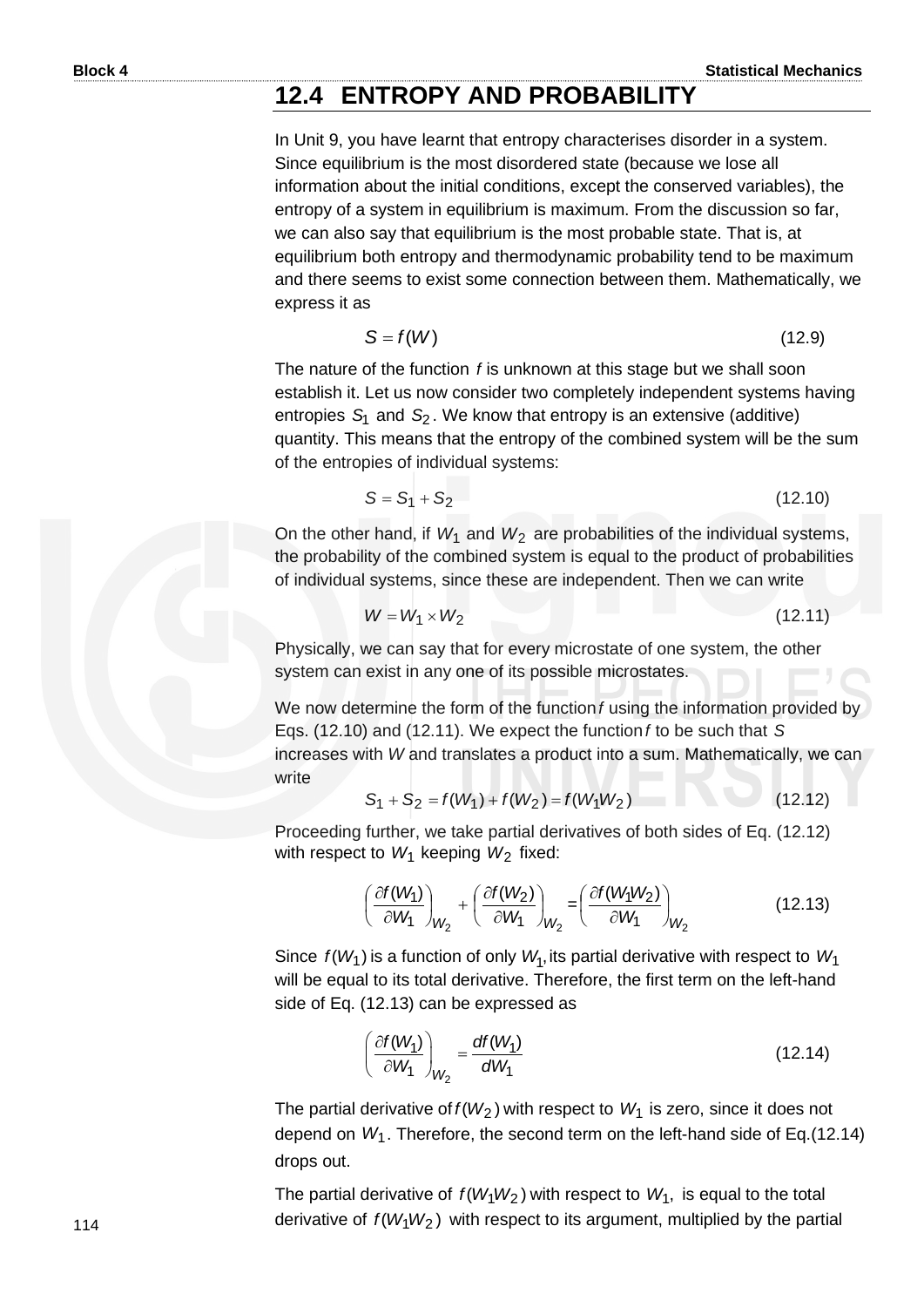## 12.4 ENTROPY AND PROBABILITY

In Unit 9, you have learnt that entropy characterises disorder in a system. Since equilibrium is the most disordered state (because we lose all information about the initial conditions, except the conserved variables), the entropy of a system in equilibrium is maximum. From the discussion so far, we can also say that equilibrium is the most probable state. That is, at equilibrium both entropy and thermodynamic probability tend to be maximum and there seems to exist some connection between them. Mathematically, we express it as

$$S = f(W) \tag{12.9}$$

The nature of the function $f$ is unknown at this stage but we shall soon establish it. Let us now consider two completely independent systems having entropies $S_1$ and $S_2$. We know that entropy is an extensive (additive) quantity. This means that the entropy of the combined system will be the sum of the entropies of individual systems:

$$S = S_1 + S_2 \tag{12.10}$$

On the other hand, if $W_1$ and $W_2$ are probabilities of the individual systems, the probability of the combined system is equal to the product of probabilities of individual systems, since these are independent. Then we can write

$$W = W_1 \times W_2 \tag{12.11}$$

Physically, we can say that for every microstate of one system, the other system can exist in any one of its possible microstates.

We now determine the form of the function $f$ using the information provided by Eqs. (12.10) and (12.11). We expect the function $f$ to be such that $S$ increases with $W$ and translates a product into a sum. Mathematically, we can write

$$S_1 + S_2 = f(W_1) + f(W_2) = f(W_1 W_2) \tag{12.12}$$

Proceeding further, we take partial derivatives of both sides of Eq. (12.12) with respect to $W_1$ keeping $W_2$ fixed:

$$\left(\frac{\partial f(W_1)}{\partial W_1}\right)_{W_2} + \left(\frac{\partial f(W_2)}{\partial W_1}\right)_{W_2} = \left(\frac{\partial f(W_1 W_2)}{\partial W_1}\right)_{W_2} \tag{12.13}$$

Since $f(W_1)$ is a function of only $W_1$, its partial derivative with respect to $W_1$ will be equal to its total derivative. Therefore, the first term on the left-hand side of Eq. (12.13) can be expressed as

$$\left(\frac{\partial f(W_1)}{\partial W_1}\right)_{W_2} = \frac{df(W_1)}{dW_1} \tag{12.14}$$

The partial derivative of $f(W_2)$ with respect to $W_1$ is zero, since it does not depend on $W_1$. Therefore, the second term on the left-hand side of Eq.(12.14) drops out.

The partial derivative of $f(W_1 W_2)$ with respect to $W_1$, is equal to the total derivative of $f(W_1 W_2)$ with respect to its argument, multiplied by the partial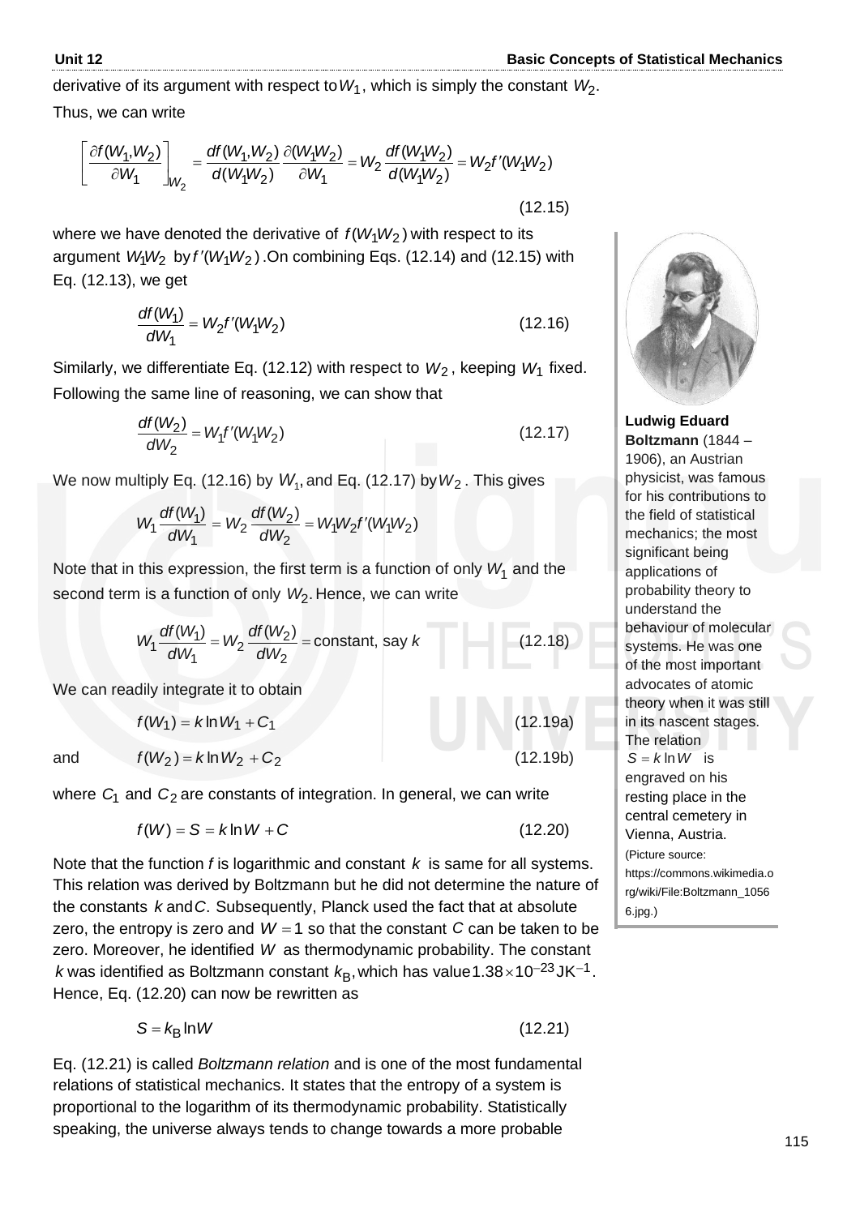derivative of its argument with respect to $W_1$, which is simply the constant $W_2$.

Thus, we can write

$$\left[\frac{\partial f(W_1,W_2)}{\partial W_1}\right]_{W_2} = \frac{df(W_1,W_2)}{d(W_1W_2)}\frac{\partial(W_1W_2)}{\partial W_1} = W_2\frac{df(W_1W_2)}{d(W_1W_2)} = W_2 f'(W_1W_2) \tag{12.15}$$

where we have denoted the derivative of $f(W_1W_2)$ with respect to its argument $W_1W_2$ by $f'(W_1W_2)$. On combining Eqs. (12.14) and (12.15) with Eq. (12.13), we get

$$\frac{df(W_1)}{dW_1} = W_2 f'(W_1W_2) \tag{12.16}$$

Similarly, we differentiate Eq. (12.12) with respect to $W_2$, keeping $W_1$ fixed. Following the same line of reasoning, we can show that

$$\frac{df(W_2)}{dW_2} = W_1 f'(W_1W_2) \tag{12.17}$$

We now multiply Eq. (12.16) by $W_1$, and Eq. (12.17) by $W_2$. This gives

$$W_1\frac{df(W_1)}{dW_1} = W_2\frac{df(W_2)}{dW_2} = W_1W_2 f'(W_1W_2)$$

Note that in this expression, the first term is a function of only $W_1$ and the second term is a function of only $W_2$. Hence, we can write

$$W_1\frac{df(W_1)}{dW_1} = W_2\frac{df(W_2)}{dW_2} = \text{constant, say } k \tag{12.18}$$

We can readily integrate it to obtain

$$f(W_1) = k\ln W_1 + C_1 \tag{12.19a}$$

and

$$f(W_2) = k\ln W_2 + C_2 \tag{12.19b}$$

where $C_1$ and $C_2$ are constants of integration. In general, we can write

$$f(W) = S = k\ln W + C \tag{12.20}$$

Note that the function *f* is logarithmic and constant $k$ is same for all systems. This relation was derived by Boltzmann but he did not determine the nature of the constants $k$ and $C$. Subsequently, Planck used the fact that at absolute zero, the entropy is zero and $W = 1$ so that the constant $C$ can be taken to be zero. Moreover, he identified $W$ as thermodynamic probability. The constant $k$ was identified as Boltzmann constant $k_B$, which has value $1.38\times10^{-23}\,\text{JK}^{-1}$. Hence, Eq. (12.20) can now be rewritten as

$$S = k_B \ln W \tag{12.21}$$

Eq. (12.21) is called *Boltzmann relation* and is one of the most fundamental relations of statistical mechanics. It states that the entropy of a system is proportional to the logarithm of its thermodynamic probability. Statistically speaking, the universe always tends to change towards a more probable

**Ludwig Eduard Boltzmann** (1844 – 1906), an Austrian physicist, was famous for his contributions to the field of statistical mechanics; the most significant being applications of probability theory to understand the behaviour of molecular systems. He was one of the most important advocates of atomic theory when it was still in its nascent stages. The relation $S = k\ln W$ is engraved on his resting place in the central cemetery in Vienna, Austria.

(Picture source: https://commons.wikimedia.org/wiki/File:Boltzmann_10566.jpg.)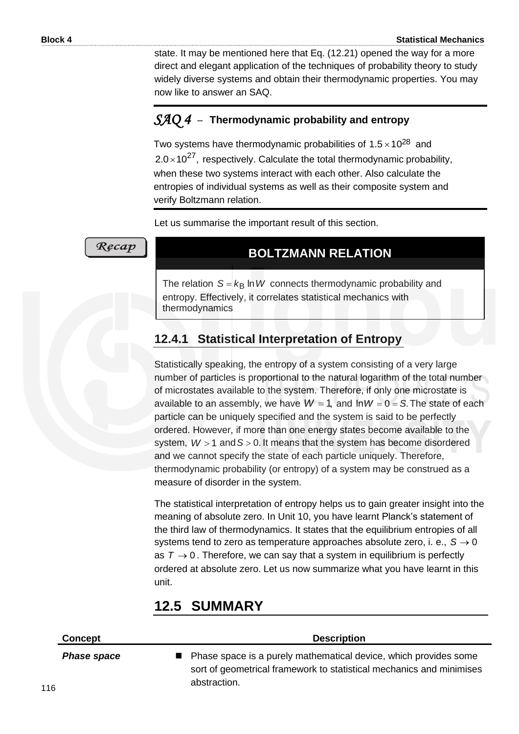state. It may be mentioned here that Eq. (12.21) opened the way for a more direct and elegant application of the techniques of probability theory to study widely diverse systems and obtain their thermodynamic properties. You may now like to answer an SAQ.

### *SAQ 4* – Thermodynamic probability and entropy

Two systems have thermodynamic probabilities of $1.5\times10^{28}$ and $2.0\times10^{27}$, respectively. Calculate the total thermodynamic probability, when these two systems interact with each other. Also calculate the entropies of individual systems as well as their composite system and verify Boltzmann relation.

Let us summarise the important result of this section.

*Recap*

**BOLTZMANN RELATION**

The relation $S = k_B \ln W$ connects thermodynamic probability and entropy. Effectively, it correlates statistical mechanics with thermodynamics

### 12.4.1 Statistical Interpretation of Entropy

Statistically speaking, the entropy of a system consisting of a very large number of particles is proportional to the natural logarithm of the total number of microstates available to the system. Therefore, if only one microstate is available to an assembly, we have $W = 1$, and $\ln W = 0 = S$. The state of each particle can be uniquely specified and the system is said to be perfectly ordered. However, if more than one energy states become available to the system, $W > 1$ and $S > 0$. It means that the system has become disordered and we cannot specify the state of each particle uniquely. Therefore, thermodynamic probability (or entropy) of a system may be construed as a measure of disorder in the system.

The statistical interpretation of entropy helps us to gain greater insight into the meaning of absolute zero. In Unit 10, you have learnt Planck's statement of the third law of thermodynamics. It states that the equilibrium entropies of all systems tend to zero as temperature approaches absolute zero, i. e., $S \to 0$ as $T \to 0$. Therefore, we can say that a system in equilibrium is perfectly ordered at absolute zero. Let us now summarize what you have learnt in this unit.

## 12.5 SUMMARY

| Concept | Description |
|---|---|
| ***Phase space*** | ■ Phase space is a purely mathematical device, which provides some sort of geometrical framework to statistical mechanics and minimises abstraction. |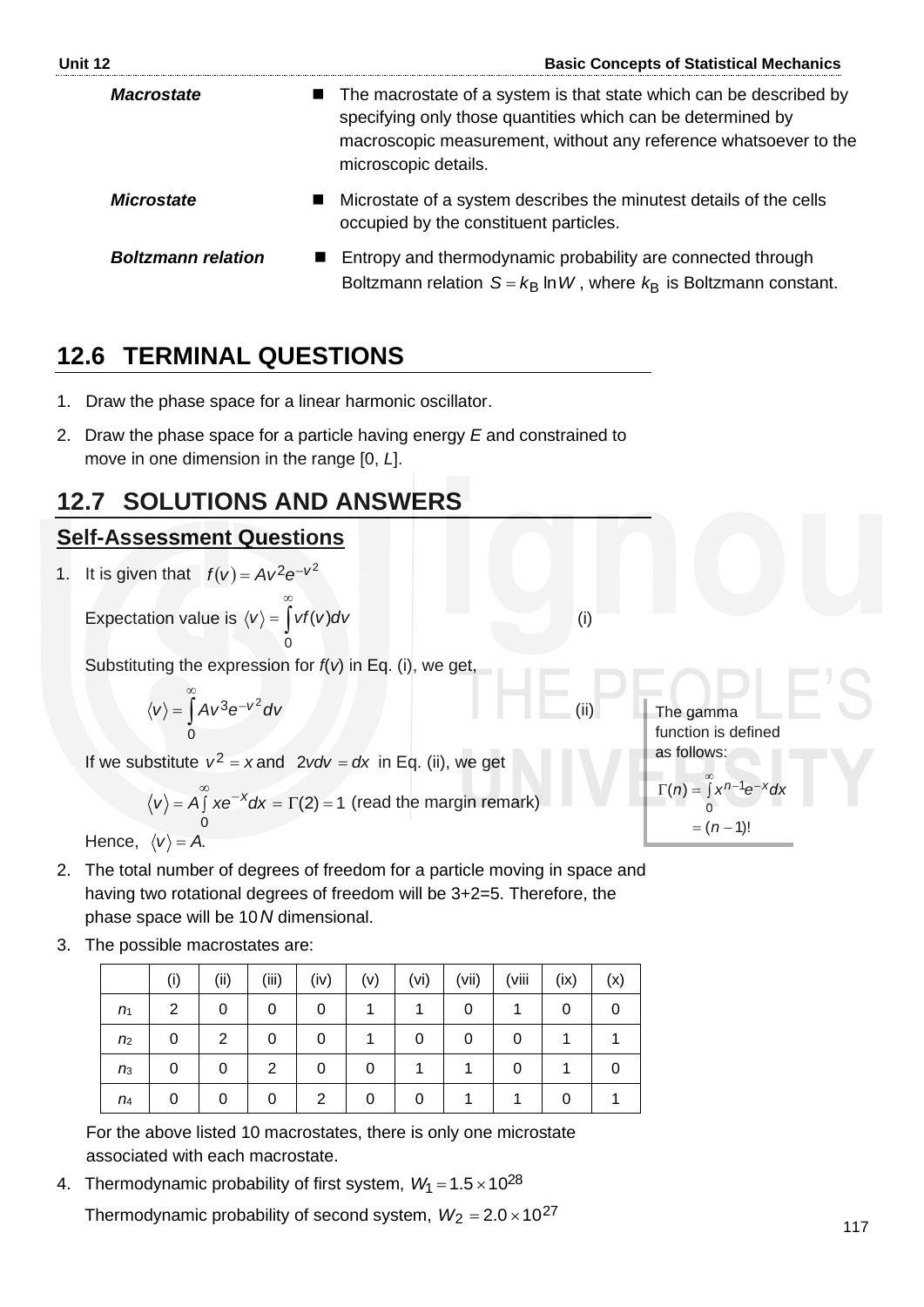***Macrostate***

- The macrostate of a system is that state which can be described by specifying only those quantities which can be determined by macroscopic measurement, without any reference whatsoever to the microscopic details.

***Microstate***

- Microstate of a system describes the minutest details of the cells occupied by the constituent particles.

***Boltzmann relation***

- Entropy and thermodynamic probability are connected through Boltzmann relation $S = k_B \ln W$, where $k_B$ is Boltzmann constant.

## 12.6 TERMINAL QUESTIONS

1. Draw the phase space for a linear harmonic oscillator.
2. Draw the phase space for a particle having energy $E$ and constrained to move in one dimension in the range [0, $L$].

## 12.7 SOLUTIONS AND ANSWERS

### Self-Assessment Questions

1. It is given that $f(v) = Av^2 e^{-v^2}$

   Expectation value is $\langle v \rangle = \int_0^\infty v f(v) dv$ (i)

   Substituting the expression for $f(v)$ in Eq. (i), we get,

   $$\langle v \rangle = \int_0^\infty A v^3 e^{-v^2} dv \quad \text{(ii)}$$

   If we substitute $v^2 = x$ and $2vdv = dx$ in Eq. (ii), we get

   $$\langle v \rangle = A \int_0^\infty x e^{-x} dx = \Gamma(2) = 1 \text{ (read the margin remark)}$$

   Hence, $\langle v \rangle = A$.

   The gamma function is defined as follows:

   $$\Gamma(n) = \int_0^\infty x^{n-1} e^{-x} dx = (n-1)!$$

2. The total number of degrees of freedom for a particle moving in space and having two rotational degrees of freedom will be 3+2=5. Therefore, the phase space will be $10N$ dimensional.

3. The possible macrostates are:

| | (i) | (ii) | (iii) | (iv) | (v) | (vi) | (vii) | (viii | (ix) | (x) |
|---|---|---|---|---|---|---|---|---|---|---|
| $n_1$ | 2 | 0 | 0 | 0 | 1 | 1 | 0 | 1 | 0 | 0 |
| $n_2$ | 0 | 2 | 0 | 0 | 1 | 0 | 0 | 0 | 1 | 1 |
| $n_3$ | 0 | 0 | 2 | 0 | 0 | 1 | 1 | 0 | 1 | 0 |
| $n_4$ | 0 | 0 | 0 | 2 | 0 | 0 | 1 | 1 | 0 | 1 |

   For the above listed 10 macrostates, there is only one microstate associated with each macrostate.

4. Thermodynamic probability of first system, $W_1 = 1.5 \times 10^{28}$

   Thermodynamic probability of second system, $W_2 = 2.0 \times 10^{27}$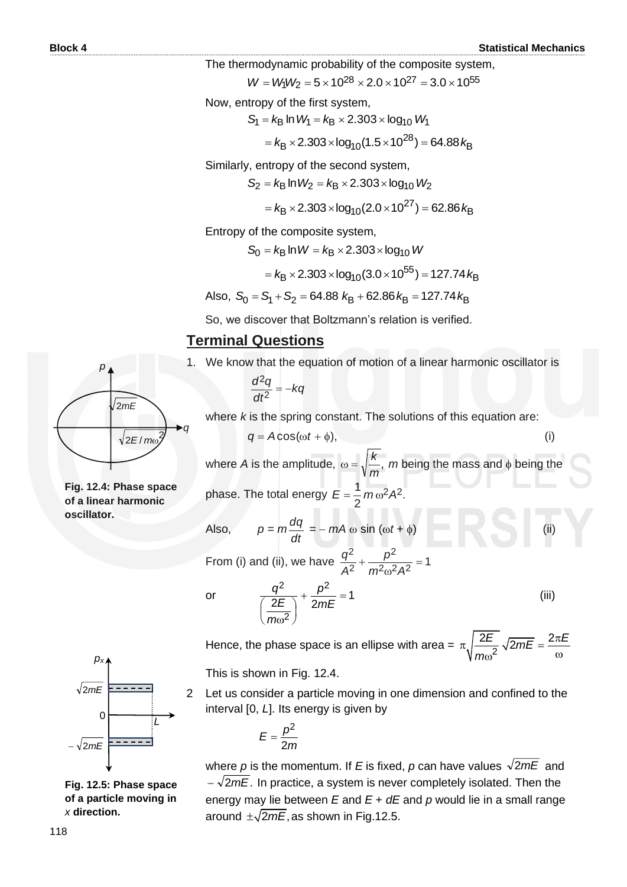The thermodynamic probability of the composite system,

$$W = W_1W_2 = 5 \times 10^{28} \times 2.0 \times 10^{27} = 3.0 \times 10^{55}$$

Now, entropy of the first system,

$$S_1 = k_B \ln W_1 = k_B \times 2.303 \times \log_{10} W_1$$

$$= k_B \times 2.303 \times \log_{10}(1.5 \times 10^{28}) = 64.88 k_B$$

Similarly, entropy of the second system,

$$S_2 = k_B \ln W_2 = k_B \times 2.303 \times \log_{10} W_2$$

$$= k_B \times 2.303 \times \log_{10}(2.0 \times 10^{27}) = 62.86 k_B$$

Entropy of the composite system,

$$S_0 = k_B \ln W = k_B \times 2.303 \times \log_{10} W$$

$$= k_B \times 2.303 \times \log_{10}(3.0 \times 10^{55}) = 127.74 k_B$$

Also, $S_0 = S_1 + S_2 = 64.88\, k_B + 62.86 k_B = 127.74 k_B$

So, we discover that Boltzmann's relation is verified.

## Terminal Questions

1. We know that the equation of motion of a linear harmonic oscillator is

$$\frac{d^2q}{dt^2} = -kq$$

where $k$ is the spring constant. The solutions of this equation are:

$$q = A\cos(\omega t + \phi), \qquad \text{(i)}$$

where $A$ is the amplitude, $\omega = \sqrt{\dfrac{k}{m}}$, $m$ being the mass and $\phi$ being the phase. The total energy $E = \dfrac{1}{2} m\omega^2 A^2$.

Also, $\quad p = m\dfrac{dq}{dt} = -\,mA\,\omega\,\sin(\omega t + \phi) \qquad$ (ii)

From (i) and (ii), we have $\dfrac{q^2}{A^2} + \dfrac{p^2}{m^2\omega^2 A^2} = 1$

or

$$\frac{q^2}{\left(\dfrac{2E}{m\omega^2}\right)} + \frac{p^2}{2mE} = 1 \qquad \text{(iii)}$$

Hence, the phase space is an ellipse with area = $\pi\sqrt{\dfrac{2E}{m\omega^2}}\sqrt{2mE} = \dfrac{2\pi E}{\omega}$

This is shown in Fig. 12.4.

p

$\sqrt{2mE}$

q

$\sqrt{2E/m\omega^2}$

**Fig. 12.4: Phase space of a linear harmonic oscillator.**

2. Let us consider a particle moving in one dimension and confined to the interval [0, $L$]. Its energy is given by

$$E = \frac{p^2}{2m}$$

where $p$ is the momentum. If $E$ is fixed, $p$ can have values $\sqrt{2mE}$ and $-\sqrt{2mE}$. In practice, a system is never completely isolated. Then the energy may lie between $E$ and $E + dE$ and $p$ would lie in a small range around $\pm\sqrt{2mE}$, as shown in Fig.12.5.

$p_x$

$\sqrt{2mE}$

0

L

$-\sqrt{2mE}$

**Fig. 12.5: Phase space of a particle moving in *x* direction.**